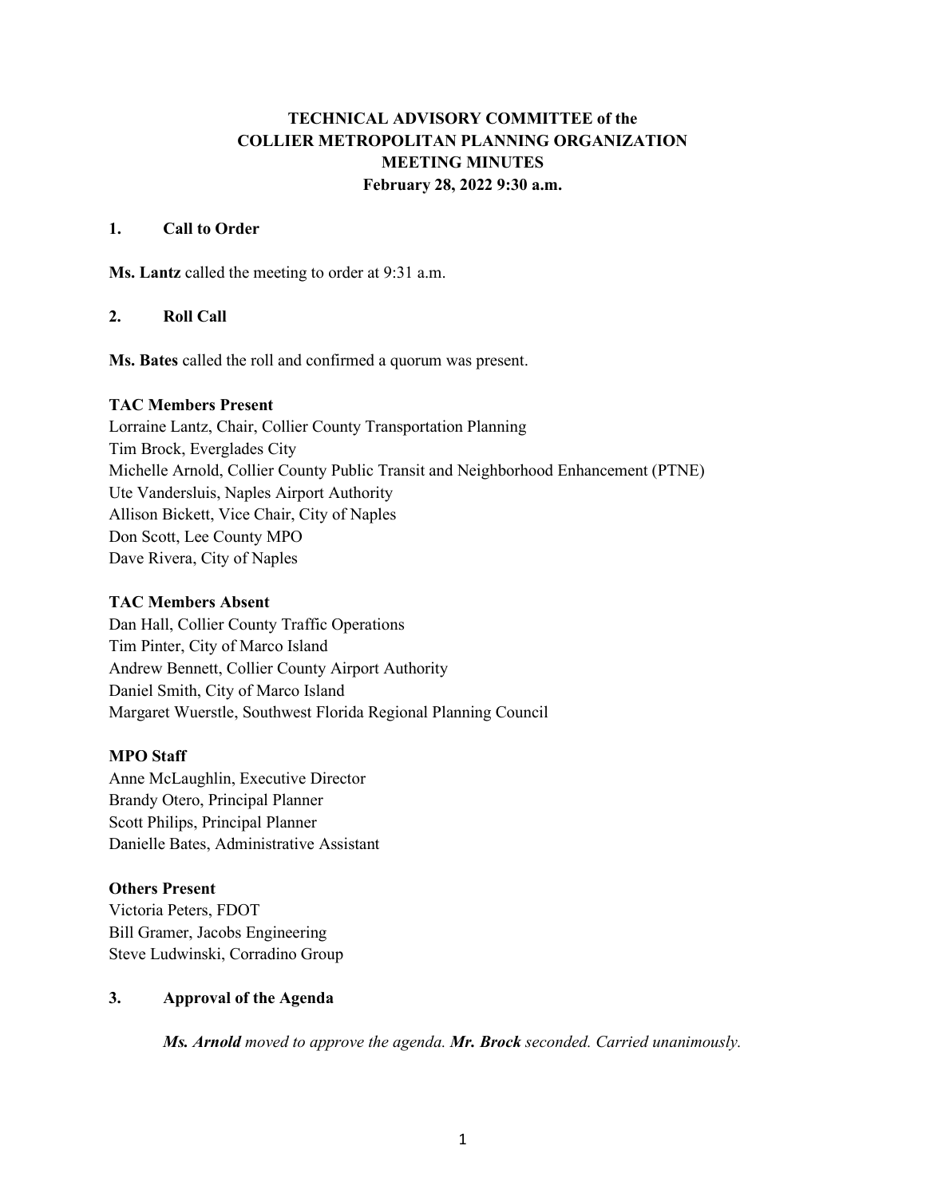# TECHNICAL ADVISORY COMMITTEE of the COLLIER METROPOLITAN PLANNING ORGANIZATION MEETING MINUTES
## February 28, 2022 9:30 a.m.

## 1. Call to Order

**Ms. Lantz** called the meeting to order at 9:31 a.m.

## 2. Roll Call

**Ms. Bates** called the roll and confirmed a quorum was present.

**TAC Members Present**
Lorraine Lantz, Chair, Collier County Transportation Planning
Tim Brock, Everglades City
Michelle Arnold, Collier County Public Transit and Neighborhood Enhancement (PTNE)
Ute Vandersluis, Naples Airport Authority
Allison Bickett, Vice Chair, City of Naples
Don Scott, Lee County MPO
Dave Rivera, City of Naples

**TAC Members Absent**
Dan Hall, Collier County Traffic Operations
Tim Pinter, City of Marco Island
Andrew Bennett, Collier County Airport Authority
Daniel Smith, City of Marco Island
Margaret Wuerstle, Southwest Florida Regional Planning Council

**MPO Staff**
Anne McLaughlin, Executive Director
Brandy Otero, Principal Planner
Scott Philips, Principal Planner
Danielle Bates, Administrative Assistant

**Others Present**
Victoria Peters, FDOT
Bill Gramer, Jacobs Engineering
Steve Ludwinski, Corradino Group

## 3. Approval of the Agenda

*__Ms. Arnold__ moved to approve the agenda. __Mr. Brock__ seconded. Carried unanimously.*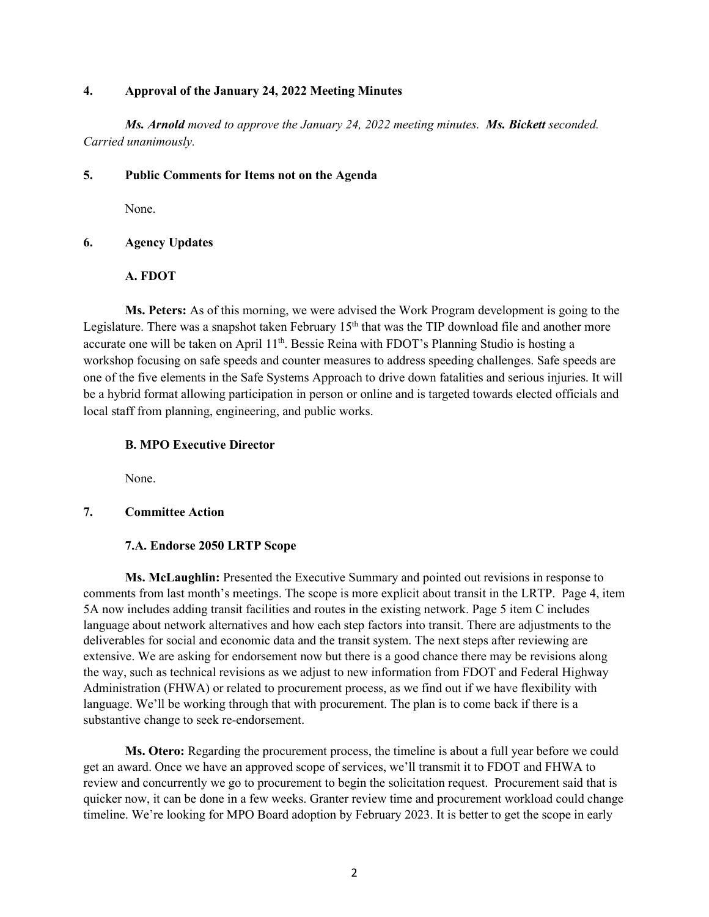## 4. Approval of the January 24, 2022 Meeting Minutes

***Ms. Arnold** moved to approve the January 24, 2022 meeting minutes. **Ms. Bickett** seconded. Carried unanimously.*

## 5. Public Comments for Items not on the Agenda

None.

## 6. Agency Updates

### A. FDOT

**Ms. Peters:** As of this morning, we were advised the Work Program development is going to the Legislature. There was a snapshot taken February 15th that was the TIP download file and another more accurate one will be taken on April 11th. Bessie Reina with FDOT's Planning Studio is hosting a workshop focusing on safe speeds and counter measures to address speeding challenges. Safe speeds are one of the five elements in the Safe Systems Approach to drive down fatalities and serious injuries. It will be a hybrid format allowing participation in person or online and is targeted towards elected officials and local staff from planning, engineering, and public works.

### B. MPO Executive Director

None.

## 7. Committee Action

### 7.A. Endorse 2050 LRTP Scope

**Ms. McLaughlin:** Presented the Executive Summary and pointed out revisions in response to comments from last month's meetings. The scope is more explicit about transit in the LRTP. Page 4, item 5A now includes adding transit facilities and routes in the existing network. Page 5 item C includes language about network alternatives and how each step factors into transit. There are adjustments to the deliverables for social and economic data and the transit system. The next steps after reviewing are extensive. We are asking for endorsement now but there is a good chance there may be revisions along the way, such as technical revisions as we adjust to new information from FDOT and Federal Highway Administration (FHWA) or related to procurement process, as we find out if we have flexibility with language. We'll be working through that with procurement. The plan is to come back if there is a substantive change to seek re-endorsement.

**Ms. Otero:** Regarding the procurement process, the timeline is about a full year before we could get an award. Once we have an approved scope of services, we'll transmit it to FDOT and FHWA to review and concurrently we go to procurement to begin the solicitation request. Procurement said that is quicker now, it can be done in a few weeks. Granter review time and procurement workload could change timeline. We're looking for MPO Board adoption by February 2023. It is better to get the scope in early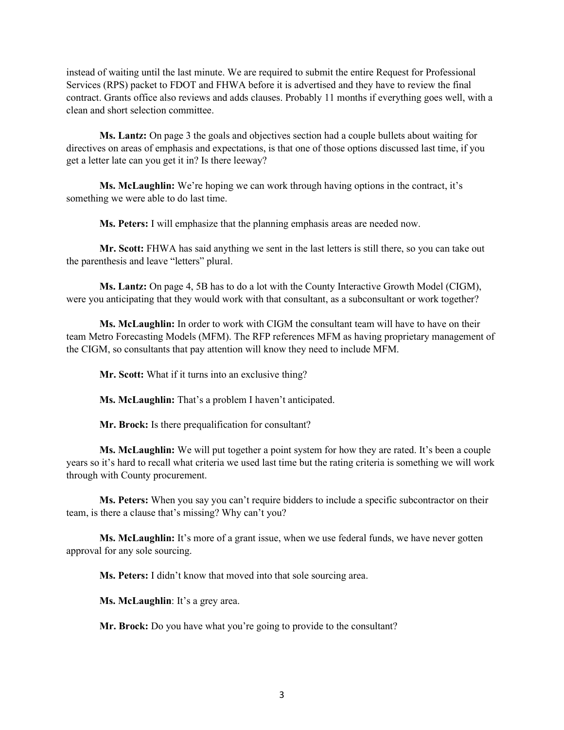instead of waiting until the last minute. We are required to submit the entire Request for Professional Services (RPS) packet to FDOT and FHWA before it is advertised and they have to review the final contract. Grants office also reviews and adds clauses. Probably 11 months if everything goes well, with a clean and short selection committee.

**Ms. Lantz:** On page 3 the goals and objectives section had a couple bullets about waiting for directives on areas of emphasis and expectations, is that one of those options discussed last time, if you get a letter late can you get it in? Is there leeway?

**Ms. McLaughlin:** We're hoping we can work through having options in the contract, it's something we were able to do last time.

**Ms. Peters:** I will emphasize that the planning emphasis areas are needed now.

**Mr. Scott:** FHWA has said anything we sent in the last letters is still there, so you can take out the parenthesis and leave "letters" plural.

**Ms. Lantz:** On page 4, 5B has to do a lot with the County Interactive Growth Model (CIGM), were you anticipating that they would work with that consultant, as a subconsultant or work together?

**Ms. McLaughlin:** In order to work with CIGM the consultant team will have to have on their team Metro Forecasting Models (MFM). The RFP references MFM as having proprietary management of the CIGM, so consultants that pay attention will know they need to include MFM.

**Mr. Scott:** What if it turns into an exclusive thing?

**Ms. McLaughlin:** That's a problem I haven't anticipated.

**Mr. Brock:** Is there prequalification for consultant?

**Ms. McLaughlin:** We will put together a point system for how they are rated. It's been a couple years so it's hard to recall what criteria we used last time but the rating criteria is something we will work through with County procurement.

**Ms. Peters:** When you say you can't require bidders to include a specific subcontractor on their team, is there a clause that's missing? Why can't you?

**Ms. McLaughlin:** It's more of a grant issue, when we use federal funds, we have never gotten approval for any sole sourcing.

**Ms. Peters:** I didn't know that moved into that sole sourcing area.

**Ms. McLaughlin**: It's a grey area.

**Mr. Brock:** Do you have what you're going to provide to the consultant?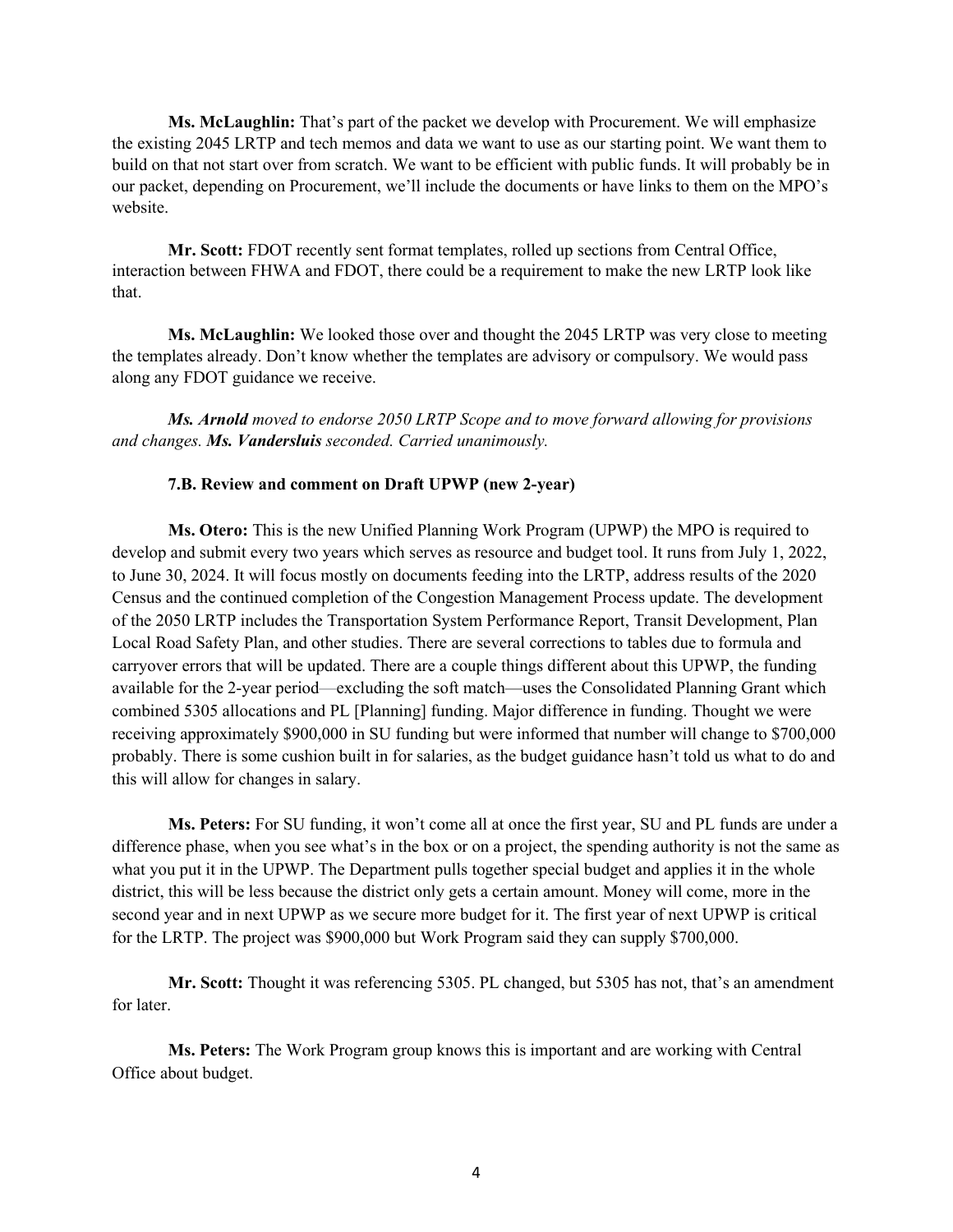**Ms. McLaughlin:** That's part of the packet we develop with Procurement. We will emphasize the existing 2045 LRTP and tech memos and data we want to use as our starting point. We want them to build on that not start over from scratch. We want to be efficient with public funds. It will probably be in our packet, depending on Procurement, we'll include the documents or have links to them on the MPO's website.

**Mr. Scott:** FDOT recently sent format templates, rolled up sections from Central Office, interaction between FHWA and FDOT, there could be a requirement to make the new LRTP look like that.

**Ms. McLaughlin:** We looked those over and thought the 2045 LRTP was very close to meeting the templates already. Don't know whether the templates are advisory or compulsory. We would pass along any FDOT guidance we receive.

***Ms. Arnold*** *moved to endorse 2050 LRTP Scope and to move forward allowing for provisions and changes.* ***Ms. Vandersluis*** *seconded. Carried unanimously.*

**7.B. Review and comment on Draft UPWP (new 2-year)**

**Ms. Otero:** This is the new Unified Planning Work Program (UPWP) the MPO is required to develop and submit every two years which serves as resource and budget tool. It runs from July 1, 2022, to June 30, 2024. It will focus mostly on documents feeding into the LRTP, address results of the 2020 Census and the continued completion of the Congestion Management Process update. The development of the 2050 LRTP includes the Transportation System Performance Report, Transit Development, Plan Local Road Safety Plan, and other studies. There are several corrections to tables due to formula and carryover errors that will be updated. There are a couple things different about this UPWP, the funding available for the 2-year period—excluding the soft match—uses the Consolidated Planning Grant which combined 5305 allocations and PL [Planning] funding. Major difference in funding. Thought we were receiving approximately $900,000 in SU funding but were informed that number will change to $700,000 probably. There is some cushion built in for salaries, as the budget guidance hasn't told us what to do and this will allow for changes in salary.

**Ms. Peters:** For SU funding, it won't come all at once the first year, SU and PL funds are under a difference phase, when you see what's in the box or on a project, the spending authority is not the same as what you put it in the UPWP. The Department pulls together special budget and applies it in the whole district, this will be less because the district only gets a certain amount. Money will come, more in the second year and in next UPWP as we secure more budget for it. The first year of next UPWP is critical for the LRTP. The project was $900,000 but Work Program said they can supply $700,000.

**Mr. Scott:** Thought it was referencing 5305. PL changed, but 5305 has not, that's an amendment for later.

**Ms. Peters:** The Work Program group knows this is important and are working with Central Office about budget.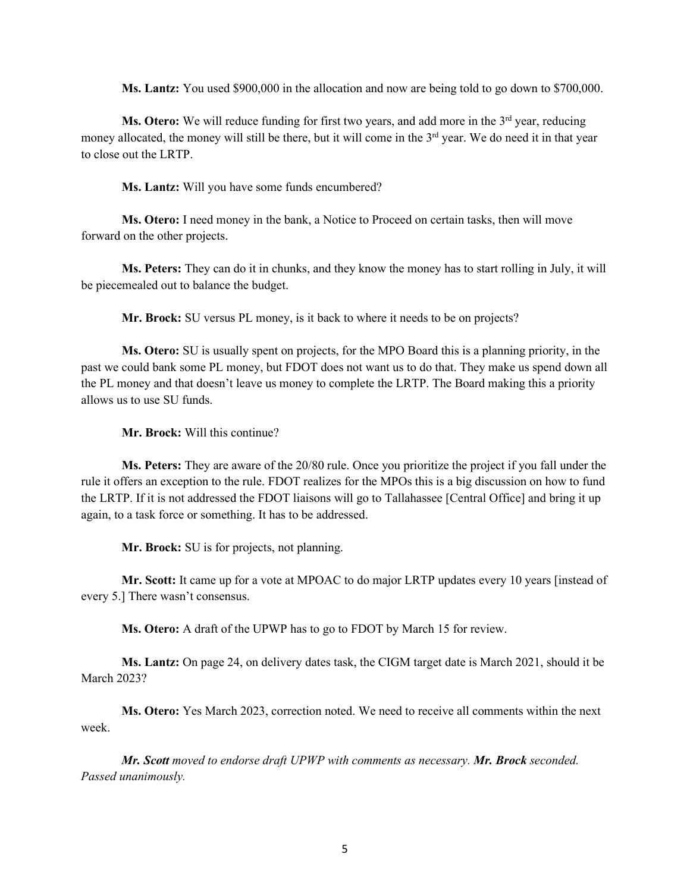**Ms. Lantz:** You used $900,000 in the allocation and now are being told to go down to $700,000.

**Ms. Otero:** We will reduce funding for first two years, and add more in the 3rd year, reducing money allocated, the money will still be there, but it will come in the 3rd year. We do need it in that year to close out the LRTP.

**Ms. Lantz:** Will you have some funds encumbered?

**Ms. Otero:** I need money in the bank, a Notice to Proceed on certain tasks, then will move forward on the other projects.

**Ms. Peters:** They can do it in chunks, and they know the money has to start rolling in July, it will be piecemealed out to balance the budget.

**Mr. Brock:** SU versus PL money, is it back to where it needs to be on projects?

**Ms. Otero:** SU is usually spent on projects, for the MPO Board this is a planning priority, in the past we could bank some PL money, but FDOT does not want us to do that. They make us spend down all the PL money and that doesn't leave us money to complete the LRTP. The Board making this a priority allows us to use SU funds.

**Mr. Brock:** Will this continue?

**Ms. Peters:** They are aware of the 20/80 rule. Once you prioritize the project if you fall under the rule it offers an exception to the rule. FDOT realizes for the MPOs this is a big discussion on how to fund the LRTP. If it is not addressed the FDOT liaisons will go to Tallahassee [Central Office] and bring it up again, to a task force or something. It has to be addressed.

**Mr. Brock:** SU is for projects, not planning.

**Mr. Scott:** It came up for a vote at MPOAC to do major LRTP updates every 10 years [instead of every 5.] There wasn't consensus.

**Ms. Otero:** A draft of the UPWP has to go to FDOT by March 15 for review.

**Ms. Lantz:** On page 24, on delivery dates task, the CIGM target date is March 2021, should it be March 2023?

**Ms. Otero:** Yes March 2023, correction noted. We need to receive all comments within the next week.

***Mr. Scott*** *moved to endorse draft UPWP with comments as necessary.* ***Mr. Brock*** *seconded. Passed unanimously.*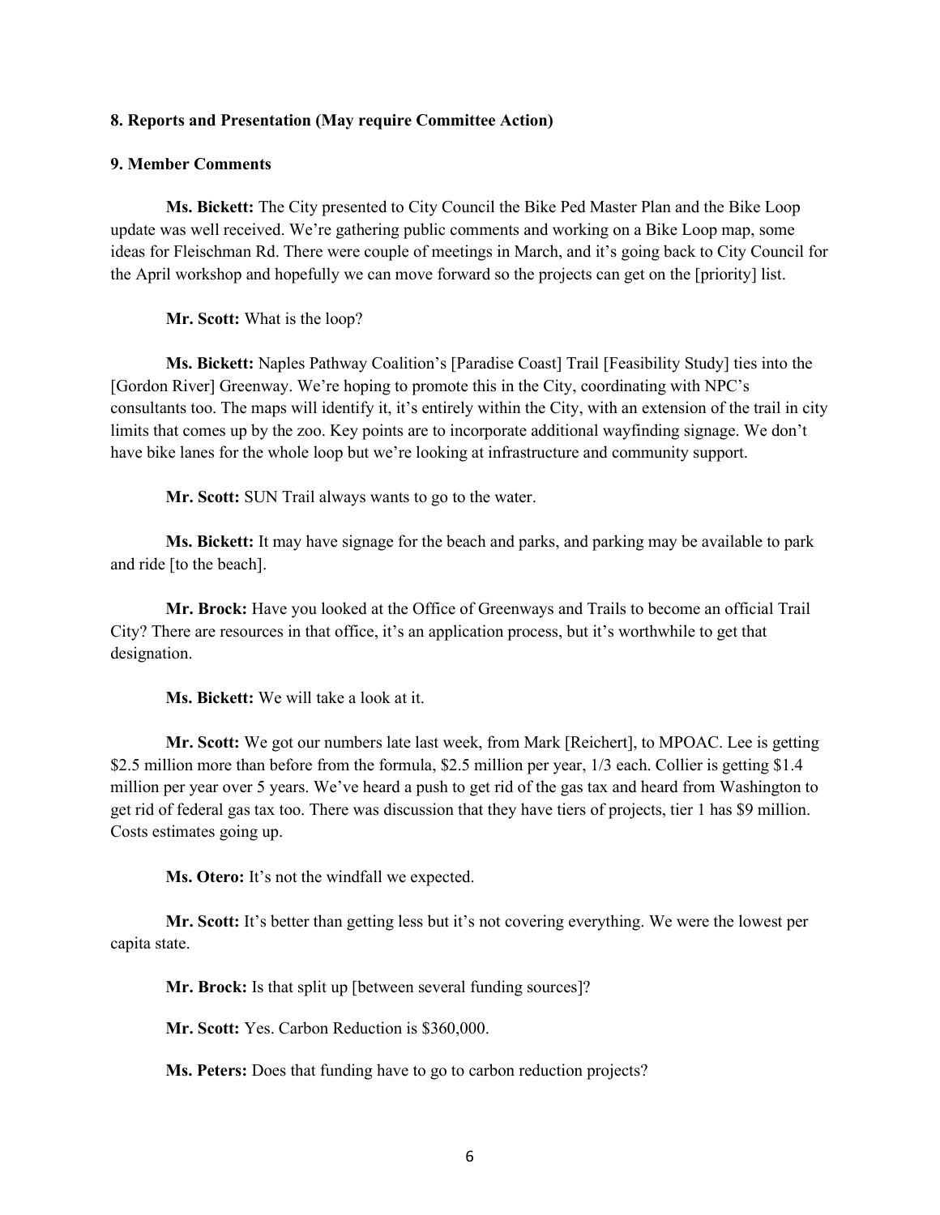**8. Reports and Presentation (May require Committee Action)**

**9. Member Comments**

**Ms. Bickett:** The City presented to City Council the Bike Ped Master Plan and the Bike Loop update was well received. We're gathering public comments and working on a Bike Loop map, some ideas for Fleischman Rd. There were couple of meetings in March, and it's going back to City Council for the April workshop and hopefully we can move forward so the projects can get on the [priority] list.

**Mr. Scott:** What is the loop?

**Ms. Bickett:** Naples Pathway Coalition's [Paradise Coast] Trail [Feasibility Study] ties into the [Gordon River] Greenway. We're hoping to promote this in the City, coordinating with NPC's consultants too. The maps will identify it, it's entirely within the City, with an extension of the trail in city limits that comes up by the zoo. Key points are to incorporate additional wayfinding signage. We don't have bike lanes for the whole loop but we're looking at infrastructure and community support.

**Mr. Scott:** SUN Trail always wants to go to the water.

**Ms. Bickett:** It may have signage for the beach and parks, and parking may be available to park and ride [to the beach].

**Mr. Brock:** Have you looked at the Office of Greenways and Trails to become an official Trail City? There are resources in that office, it's an application process, but it's worthwhile to get that designation.

**Ms. Bickett:** We will take a look at it.

**Mr. Scott:** We got our numbers late last week, from Mark [Reichert], to MPOAC. Lee is getting \$2.5 million more than before from the formula, \$2.5 million per year, 1/3 each. Collier is getting \$1.4 million per year over 5 years. We've heard a push to get rid of the gas tax and heard from Washington to get rid of federal gas tax too. There was discussion that they have tiers of projects, tier 1 has \$9 million. Costs estimates going up.

**Ms. Otero:** It's not the windfall we expected.

**Mr. Scott:** It's better than getting less but it's not covering everything. We were the lowest per capita state.

**Mr. Brock:** Is that split up [between several funding sources]?

**Mr. Scott:** Yes. Carbon Reduction is \$360,000.

**Ms. Peters:** Does that funding have to go to carbon reduction projects?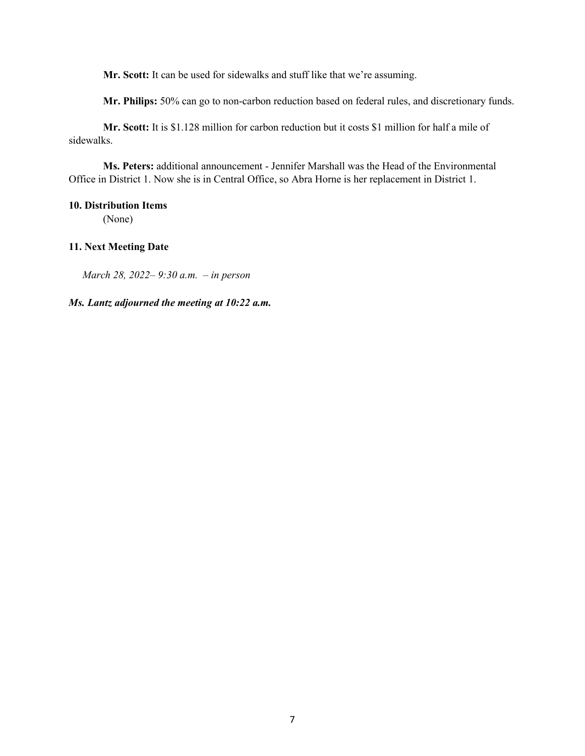**Mr. Scott:** It can be used for sidewalks and stuff like that we're assuming.

**Mr. Philips:** 50% can go to non-carbon reduction based on federal rules, and discretionary funds.

**Mr. Scott:** It is $1.128 million for carbon reduction but it costs $1 million for half a mile of sidewalks.

**Ms. Peters:** additional announcement - Jennifer Marshall was the Head of the Environmental Office in District 1. Now she is in Central Office, so Abra Horne is her replacement in District 1.

**10. Distribution Items**

(None)

**11. Next Meeting Date**

*March 28, 2022– 9:30 a.m. – in person*

***Ms. Lantz adjourned the meeting at 10:22 a.m.***